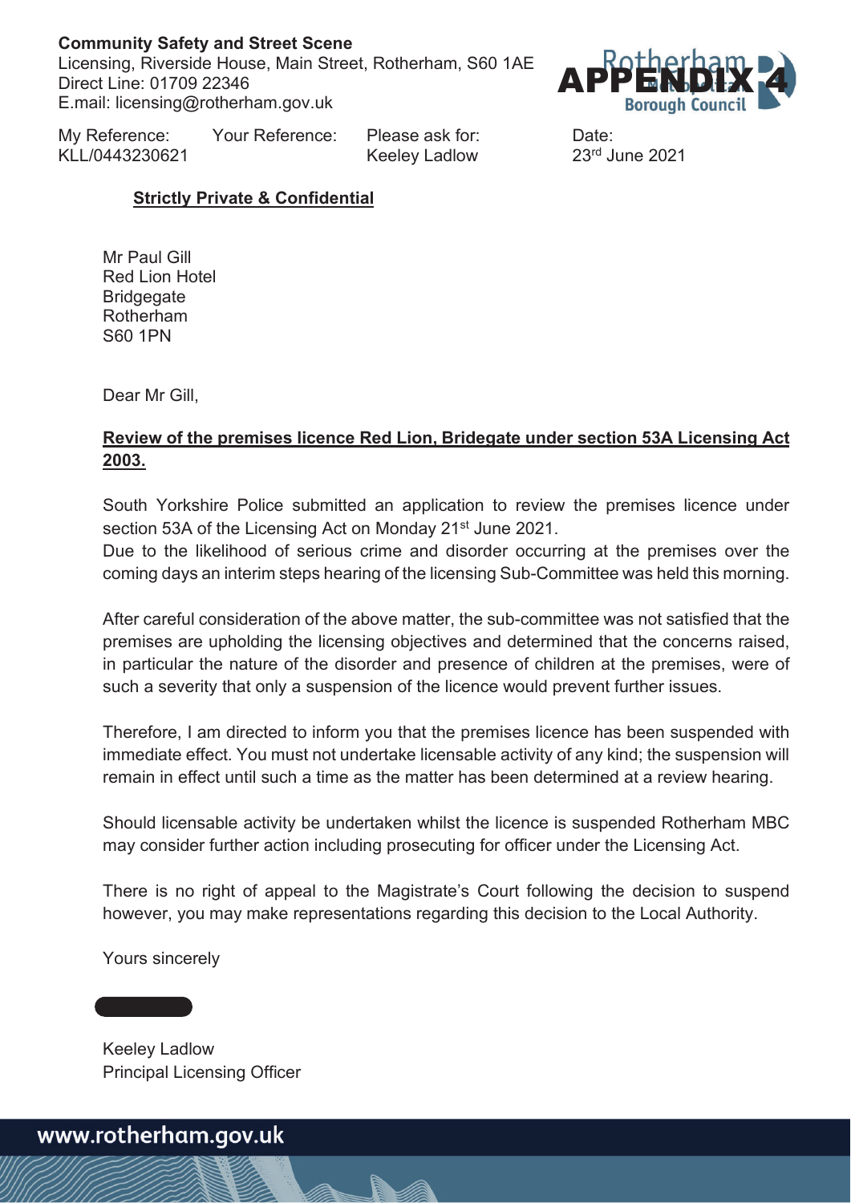**APPENDIX 4**

**Community Safety and Street Scene**
Licensing, Riverside House, Main Street, Rotherham, S60 1AE
Direct Line: 01709 22346
E.mail: licensing@rotherham.gov.uk

Rotherham Metropolitan Borough Council

| My Reference: | Your Reference: | Please ask for: | Date: |
|---|---|---|---|
| KLL/0443230621 | | Keeley Ladlow | 23rd June 2021 |

**Strictly Private & Confidential**

Mr Paul Gill
Red Lion Hotel
Bridgegate
Rotherham
S60 1PN

Dear Mr Gill,

**Review of the premises licence Red Lion, Bridegate under section 53A Licensing Act 2003.**

South Yorkshire Police submitted an application to review the premises licence under section 53A of the Licensing Act on Monday 21st June 2021.
Due to the likelihood of serious crime and disorder occurring at the premises over the coming days an interim steps hearing of the licensing Sub-Committee was held this morning.

After careful consideration of the above matter, the sub-committee was not satisfied that the premises are upholding the licensing objectives and determined that the concerns raised, in particular the nature of the disorder and presence of children at the premises, were of such a severity that only a suspension of the licence would prevent further issues.

Therefore, I am directed to inform you that the premises licence has been suspended with immediate effect. You must not undertake licensable activity of any kind; the suspension will remain in effect until such a time as the matter has been determined at a review hearing.

Should licensable activity be undertaken whilst the licence is suspended Rotherham MBC may consider further action including prosecuting for officer under the Licensing Act.

There is no right of appeal to the Magistrate's Court following the decision to suspend however, you may make representations regarding this decision to the Local Authority.

Yours sincerely

Keeley Ladlow
Principal Licensing Officer

www.rotherham.gov.uk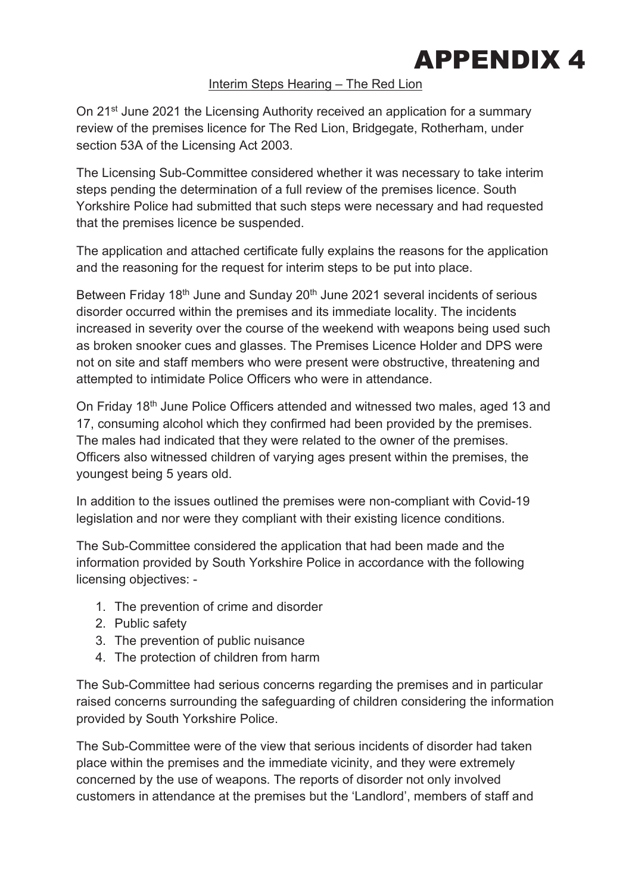# APPENDIX 4

Interim Steps Hearing – The Red Lion

On 21st June 2021 the Licensing Authority received an application for a summary review of the premises licence for The Red Lion, Bridgegate, Rotherham, under section 53A of the Licensing Act 2003.

The Licensing Sub-Committee considered whether it was necessary to take interim steps pending the determination of a full review of the premises licence. South Yorkshire Police had submitted that such steps were necessary and had requested that the premises licence be suspended.

The application and attached certificate fully explains the reasons for the application and the reasoning for the request for interim steps to be put into place.

Between Friday 18th June and Sunday 20th June 2021 several incidents of serious disorder occurred within the premises and its immediate locality. The incidents increased in severity over the course of the weekend with weapons being used such as broken snooker cues and glasses. The Premises Licence Holder and DPS were not on site and staff members who were present were obstructive, threatening and attempted to intimidate Police Officers who were in attendance.

On Friday 18th June Police Officers attended and witnessed two males, aged 13 and 17, consuming alcohol which they confirmed had been provided by the premises. The males had indicated that they were related to the owner of the premises. Officers also witnessed children of varying ages present within the premises, the youngest being 5 years old.

In addition to the issues outlined the premises were non-compliant with Covid-19 legislation and nor were they compliant with their existing licence conditions.

The Sub-Committee considered the application that had been made and the information provided by South Yorkshire Police in accordance with the following licensing objectives: -

1. The prevention of crime and disorder
2. Public safety
3. The prevention of public nuisance
4. The protection of children from harm

The Sub-Committee had serious concerns regarding the premises and in particular raised concerns surrounding the safeguarding of children considering the information provided by South Yorkshire Police.

The Sub-Committee were of the view that serious incidents of disorder had taken place within the premises and the immediate vicinity, and they were extremely concerned by the use of weapons. The reports of disorder not only involved customers in attendance at the premises but the 'Landlord', members of staff and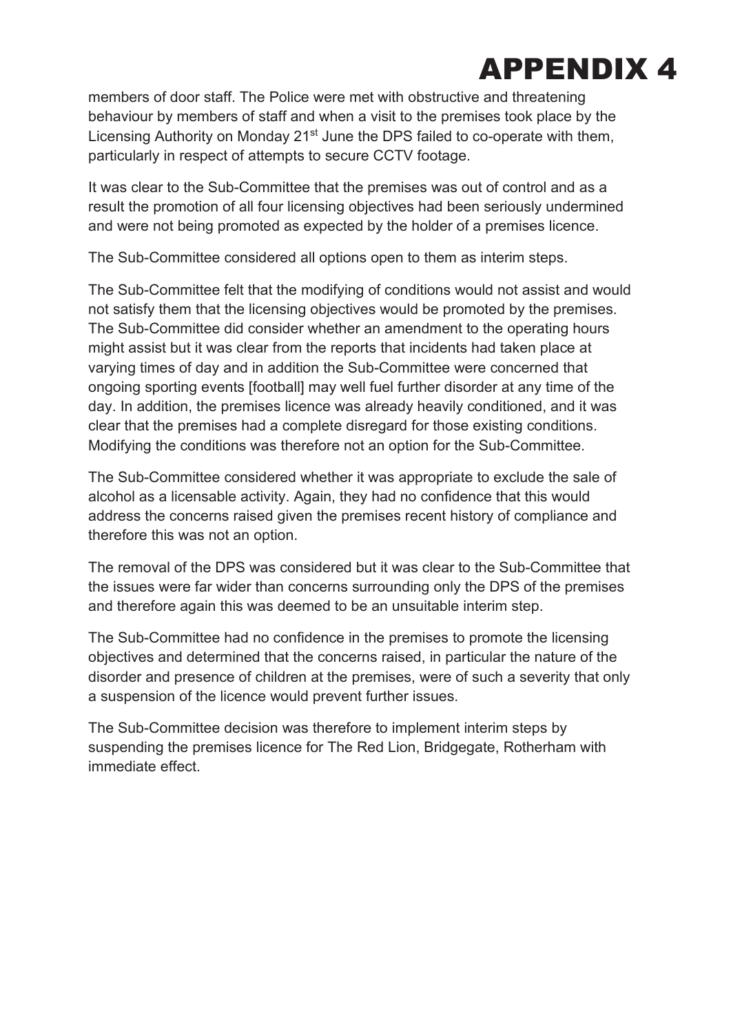# APPENDIX 4

members of door staff. The Police were met with obstructive and threatening behaviour by members of staff and when a visit to the premises took place by the Licensing Authority on Monday 21st June the DPS failed to co-operate with them, particularly in respect of attempts to secure CCTV footage.

It was clear to the Sub-Committee that the premises was out of control and as a result the promotion of all four licensing objectives had been seriously undermined and were not being promoted as expected by the holder of a premises licence.

The Sub-Committee considered all options open to them as interim steps.

The Sub-Committee felt that the modifying of conditions would not assist and would not satisfy them that the licensing objectives would be promoted by the premises. The Sub-Committee did consider whether an amendment to the operating hours might assist but it was clear from the reports that incidents had taken place at varying times of day and in addition the Sub-Committee were concerned that ongoing sporting events [football] may well fuel further disorder at any time of the day. In addition, the premises licence was already heavily conditioned, and it was clear that the premises had a complete disregard for those existing conditions. Modifying the conditions was therefore not an option for the Sub-Committee.

The Sub-Committee considered whether it was appropriate to exclude the sale of alcohol as a licensable activity. Again, they had no confidence that this would address the concerns raised given the premises recent history of compliance and therefore this was not an option.

The removal of the DPS was considered but it was clear to the Sub-Committee that the issues were far wider than concerns surrounding only the DPS of the premises and therefore again this was deemed to be an unsuitable interim step.

The Sub-Committee had no confidence in the premises to promote the licensing objectives and determined that the concerns raised, in particular the nature of the disorder and presence of children at the premises, were of such a severity that only a suspension of the licence would prevent further issues.

The Sub-Committee decision was therefore to implement interim steps by suspending the premises licence for The Red Lion, Bridgegate, Rotherham with immediate effect.